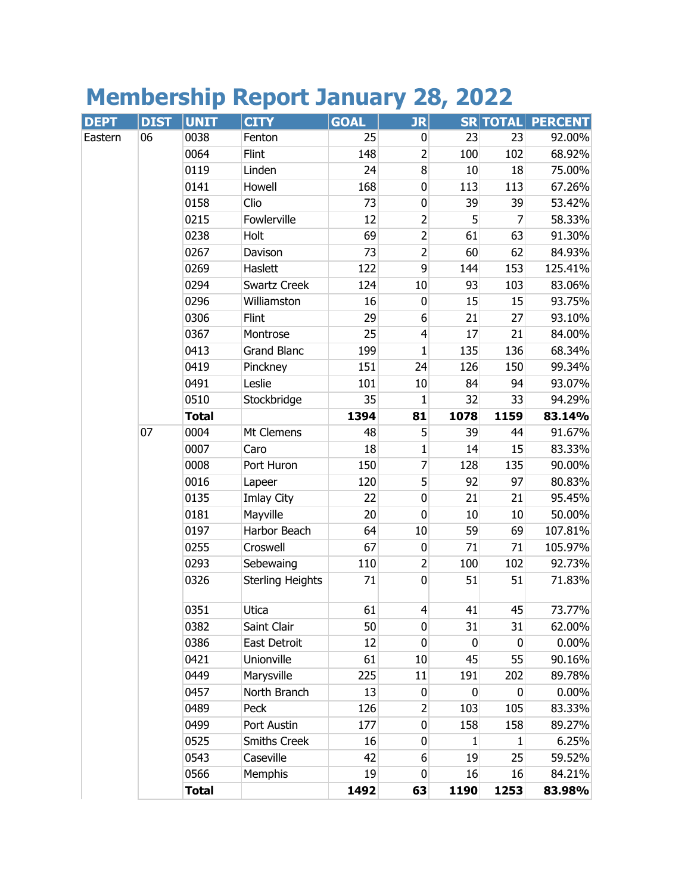# Membership Report January 28, 2022

| DEPT | DIST | UNIT | CITY | GOAL | JR | SR | TOTAL | PERCENT |
|---|---|---|---|---|---|---|---|---|
| Eastern | 06 | 0038 | Fenton | 25 | 0 | 23 | 23 | 92.00% |
| | | 0064 | Flint | 148 | 2 | 100 | 102 | 68.92% |
| | | 0119 | Linden | 24 | 8 | 10 | 18 | 75.00% |
| | | 0141 | Howell | 168 | 0 | 113 | 113 | 67.26% |
| | | 0158 | Clio | 73 | 0 | 39 | 39 | 53.42% |
| | | 0215 | Fowlerville | 12 | 2 | 5 | 7 | 58.33% |
| | | 0238 | Holt | 69 | 2 | 61 | 63 | 91.30% |
| | | 0267 | Davison | 73 | 2 | 60 | 62 | 84.93% |
| | | 0269 | Haslett | 122 | 9 | 144 | 153 | 125.41% |
| | | 0294 | Swartz Creek | 124 | 10 | 93 | 103 | 83.06% |
| | | 0296 | Williamston | 16 | 0 | 15 | 15 | 93.75% |
| | | 0306 | Flint | 29 | 6 | 21 | 27 | 93.10% |
| | | 0367 | Montrose | 25 | 4 | 17 | 21 | 84.00% |
| | | 0413 | Grand Blanc | 199 | 1 | 135 | 136 | 68.34% |
| | | 0419 | Pinckney | 151 | 24 | 126 | 150 | 99.34% |
| | | 0491 | Leslie | 101 | 10 | 84 | 94 | 93.07% |
| | | 0510 | Stockbridge | 35 | 1 | 32 | 33 | 94.29% |
| | | **Total** | | **1394** | **81** | **1078** | **1159** | **83.14%** |
| | 07 | 0004 | Mt Clemens | 48 | 5 | 39 | 44 | 91.67% |
| | | 0007 | Caro | 18 | 1 | 14 | 15 | 83.33% |
| | | 0008 | Port Huron | 150 | 7 | 128 | 135 | 90.00% |
| | | 0016 | Lapeer | 120 | 5 | 92 | 97 | 80.83% |
| | | 0135 | Imlay City | 22 | 0 | 21 | 21 | 95.45% |
| | | 0181 | Mayville | 20 | 0 | 10 | 10 | 50.00% |
| | | 0197 | Harbor Beach | 64 | 10 | 59 | 69 | 107.81% |
| | | 0255 | Croswell | 67 | 0 | 71 | 71 | 105.97% |
| | | 0293 | Sebewaing | 110 | 2 | 100 | 102 | 92.73% |
| | | 0326 | Sterling Heights | 71 | 0 | 51 | 51 | 71.83% |
| | | 0351 | Utica | 61 | 4 | 41 | 45 | 73.77% |
| | | 0382 | Saint Clair | 50 | 0 | 31 | 31 | 62.00% |
| | | 0386 | East Detroit | 12 | 0 | 0 | 0 | 0.00% |
| | | 0421 | Unionville | 61 | 10 | 45 | 55 | 90.16% |
| | | 0449 | Marysville | 225 | 11 | 191 | 202 | 89.78% |
| | | 0457 | North Branch | 13 | 0 | 0 | 0 | 0.00% |
| | | 0489 | Peck | 126 | 2 | 103 | 105 | 83.33% |
| | | 0499 | Port Austin | 177 | 0 | 158 | 158 | 89.27% |
| | | 0525 | Smiths Creek | 16 | 0 | 1 | 1 | 6.25% |
| | | 0543 | Caseville | 42 | 6 | 19 | 25 | 59.52% |
| | | 0566 | Memphis | 19 | 0 | 16 | 16 | 84.21% |
| | | **Total** | | **1492** | **63** | **1190** | **1253** | **83.98%** |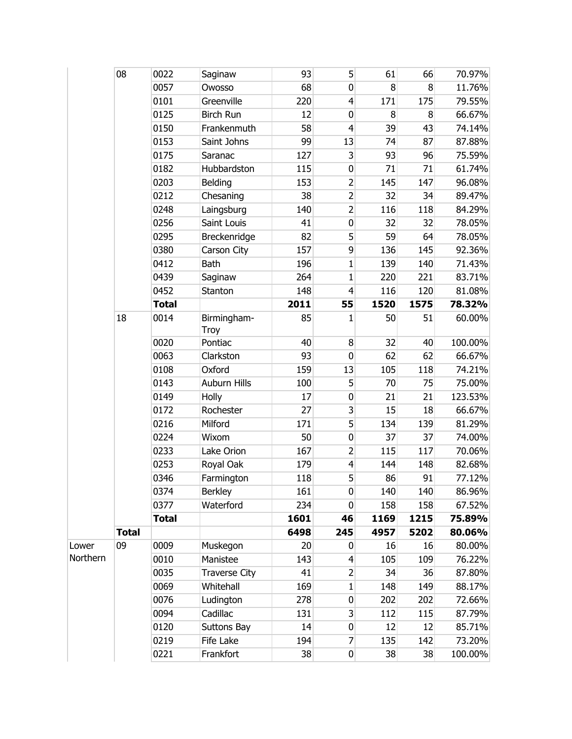|  |  |  |  |  |  |  |  |  |
|---|---|---|---|---|---|---|---|---|
|  | 08 | 0022 | Saginaw | 93 | 5 | 61 | 66 | 70.97% |
|  |  | 0057 | Owosso | 68 | 0 | 8 | 8 | 11.76% |
|  |  | 0101 | Greenville | 220 | 4 | 171 | 175 | 79.55% |
|  |  | 0125 | Birch Run | 12 | 0 | 8 | 8 | 66.67% |
|  |  | 0150 | Frankenmuth | 58 | 4 | 39 | 43 | 74.14% |
|  |  | 0153 | Saint Johns | 99 | 13 | 74 | 87 | 87.88% |
|  |  | 0175 | Saranac | 127 | 3 | 93 | 96 | 75.59% |
|  |  | 0182 | Hubbardston | 115 | 0 | 71 | 71 | 61.74% |
|  |  | 0203 | Belding | 153 | 2 | 145 | 147 | 96.08% |
|  |  | 0212 | Chesaning | 38 | 2 | 32 | 34 | 89.47% |
|  |  | 0248 | Laingsburg | 140 | 2 | 116 | 118 | 84.29% |
|  |  | 0256 | Saint Louis | 41 | 0 | 32 | 32 | 78.05% |
|  |  | 0295 | Breckenridge | 82 | 5 | 59 | 64 | 78.05% |
|  |  | 0380 | Carson City | 157 | 9 | 136 | 145 | 92.36% |
|  |  | 0412 | Bath | 196 | 1 | 139 | 140 | 71.43% |
|  |  | 0439 | Saginaw | 264 | 1 | 220 | 221 | 83.71% |
|  |  | 0452 | Stanton | 148 | 4 | 116 | 120 | 81.08% |
|  |  | **Total** |  | **2011** | **55** | **1520** | **1575** | **78.32%** |
|  | 18 | 0014 | Birmingham-Troy | 85 | 1 | 50 | 51 | 60.00% |
|  |  | 0020 | Pontiac | 40 | 8 | 32 | 40 | 100.00% |
|  |  | 0063 | Clarkston | 93 | 0 | 62 | 62 | 66.67% |
|  |  | 0108 | Oxford | 159 | 13 | 105 | 118 | 74.21% |
|  |  | 0143 | Auburn Hills | 100 | 5 | 70 | 75 | 75.00% |
|  |  | 0149 | Holly | 17 | 0 | 21 | 21 | 123.53% |
|  |  | 0172 | Rochester | 27 | 3 | 15 | 18 | 66.67% |
|  |  | 0216 | Milford | 171 | 5 | 134 | 139 | 81.29% |
|  |  | 0224 | Wixom | 50 | 0 | 37 | 37 | 74.00% |
|  |  | 0233 | Lake Orion | 167 | 2 | 115 | 117 | 70.06% |
|  |  | 0253 | Royal Oak | 179 | 4 | 144 | 148 | 82.68% |
|  |  | 0346 | Farmington | 118 | 5 | 86 | 91 | 77.12% |
|  |  | 0374 | Berkley | 161 | 0 | 140 | 140 | 86.96% |
|  |  | 0377 | Waterford | 234 | 0 | 158 | 158 | 67.52% |
|  |  | **Total** |  | **1601** | **46** | **1169** | **1215** | **75.89%** |
|  | **Total** |  |  | **6498** | **245** | **4957** | **5202** | **80.06%** |
| Lower Northern | 09 | 0009 | Muskegon | 20 | 0 | 16 | 16 | 80.00% |
|  |  | 0010 | Manistee | 143 | 4 | 105 | 109 | 76.22% |
|  |  | 0035 | Traverse City | 41 | 2 | 34 | 36 | 87.80% |
|  |  | 0069 | Whitehall | 169 | 1 | 148 | 149 | 88.17% |
|  |  | 0076 | Ludington | 278 | 0 | 202 | 202 | 72.66% |
|  |  | 0094 | Cadillac | 131 | 3 | 112 | 115 | 87.79% |
|  |  | 0120 | Suttons Bay | 14 | 0 | 12 | 12 | 85.71% |
|  |  | 0219 | Fife Lake | 194 | 7 | 135 | 142 | 73.20% |
|  |  | 0221 | Frankfort | 38 | 0 | 38 | 38 | 100.00% |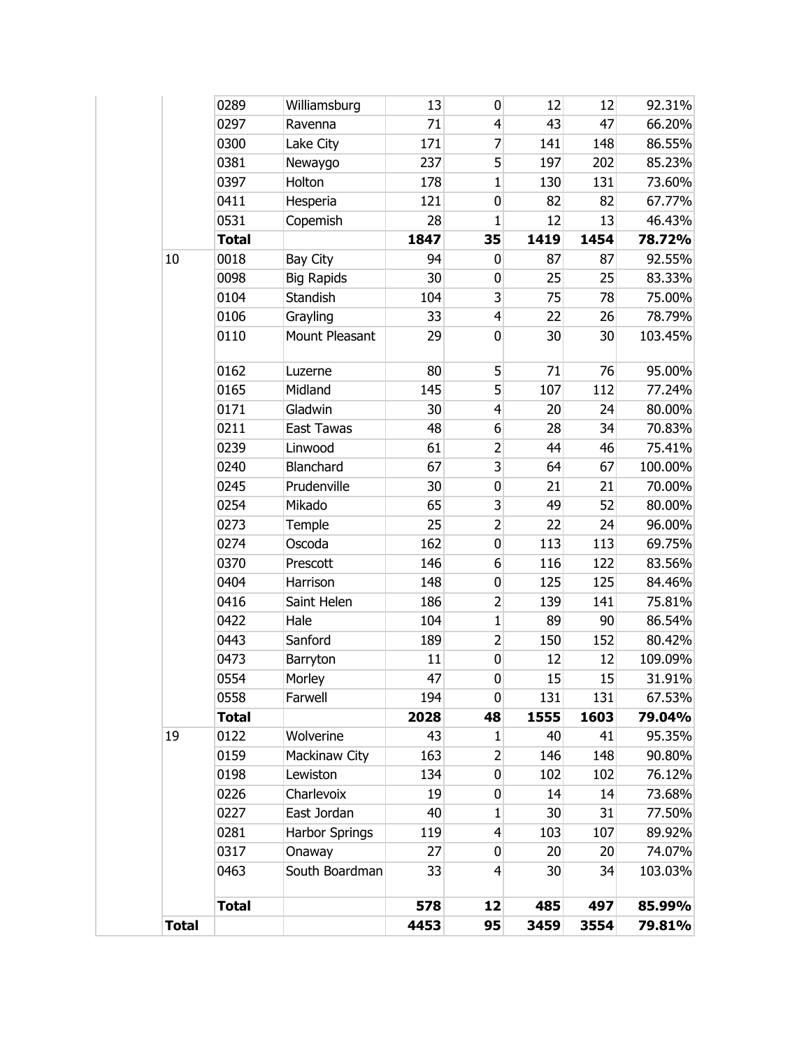| | | | | | | | |
|---|---|---|---|---|---|---|---|
| | 0289 | Williamsburg | 13 | 0 | 12 | 12 | 92.31% |
| | 0297 | Ravenna | 71 | 4 | 43 | 47 | 66.20% |
| | 0300 | Lake City | 171 | 7 | 141 | 148 | 86.55% |
| | 0381 | Newaygo | 237 | 5 | 197 | 202 | 85.23% |
| | 0397 | Holton | 178 | 1 | 130 | 131 | 73.60% |
| | 0411 | Hesperia | 121 | 0 | 82 | 82 | 67.77% |
| | 0531 | Copemish | 28 | 1 | 12 | 13 | 46.43% |
| | **Total** | | **1847** | **35** | **1419** | **1454** | **78.72%** |
| 10 | 0018 | Bay City | 94 | 0 | 87 | 87 | 92.55% |
| | 0098 | Big Rapids | 30 | 0 | 25 | 25 | 83.33% |
| | 0104 | Standish | 104 | 3 | 75 | 78 | 75.00% |
| | 0106 | Grayling | 33 | 4 | 22 | 26 | 78.79% |
| | 0110 | Mount Pleasant | 29 | 0 | 30 | 30 | 103.45% |
| | 0162 | Luzerne | 80 | 5 | 71 | 76 | 95.00% |
| | 0165 | Midland | 145 | 5 | 107 | 112 | 77.24% |
| | 0171 | Gladwin | 30 | 4 | 20 | 24 | 80.00% |
| | 0211 | East Tawas | 48 | 6 | 28 | 34 | 70.83% |
| | 0239 | Linwood | 61 | 2 | 44 | 46 | 75.41% |
| | 0240 | Blanchard | 67 | 3 | 64 | 67 | 100.00% |
| | 0245 | Prudenville | 30 | 0 | 21 | 21 | 70.00% |
| | 0254 | Mikado | 65 | 3 | 49 | 52 | 80.00% |
| | 0273 | Temple | 25 | 2 | 22 | 24 | 96.00% |
| | 0274 | Oscoda | 162 | 0 | 113 | 113 | 69.75% |
| | 0370 | Prescott | 146 | 6 | 116 | 122 | 83.56% |
| | 0404 | Harrison | 148 | 0 | 125 | 125 | 84.46% |
| | 0416 | Saint Helen | 186 | 2 | 139 | 141 | 75.81% |
| | 0422 | Hale | 104 | 1 | 89 | 90 | 86.54% |
| | 0443 | Sanford | 189 | 2 | 150 | 152 | 80.42% |
| | 0473 | Barryton | 11 | 0 | 12 | 12 | 109.09% |
| | 0554 | Morley | 47 | 0 | 15 | 15 | 31.91% |
| | 0558 | Farwell | 194 | 0 | 131 | 131 | 67.53% |
| | **Total** | | **2028** | **48** | **1555** | **1603** | **79.04%** |
| 19 | 0122 | Wolverine | 43 | 1 | 40 | 41 | 95.35% |
| | 0159 | Mackinaw City | 163 | 2 | 146 | 148 | 90.80% |
| | 0198 | Lewiston | 134 | 0 | 102 | 102 | 76.12% |
| | 0226 | Charlevoix | 19 | 0 | 14 | 14 | 73.68% |
| | 0227 | East Jordan | 40 | 1 | 30 | 31 | 77.50% |
| | 0281 | Harbor Springs | 119 | 4 | 103 | 107 | 89.92% |
| | 0317 | Onaway | 27 | 0 | 20 | 20 | 74.07% |
| | 0463 | South Boardman | 33 | 4 | 30 | 34 | 103.03% |
| | **Total** | | **578** | **12** | **485** | **497** | **85.99%** |
| **Total** | | | **4453** | **95** | **3459** | **3554** | **79.81%** |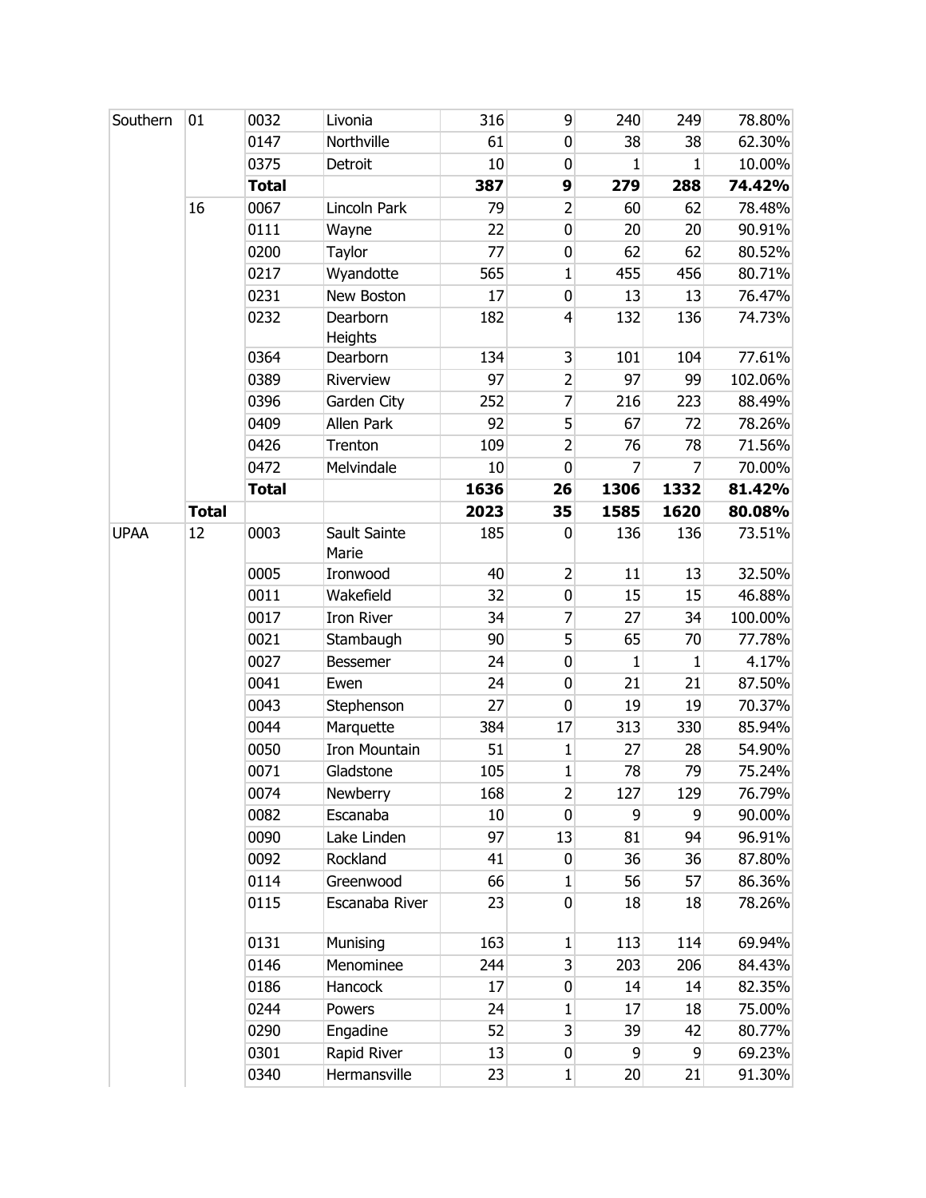| | | | | | | | | |
|---|---|---|---|---|---|---|---|---|
| Southern | 01 | 0032 | Livonia | 316 | 9 | 240 | 249 | 78.80% |
| | | 0147 | Northville | 61 | 0 | 38 | 38 | 62.30% |
| | | 0375 | Detroit | 10 | 0 | 1 | 1 | 10.00% |
| | | **Total** | | **387** | **9** | **279** | **288** | **74.42%** |
| | 16 | 0067 | Lincoln Park | 79 | 2 | 60 | 62 | 78.48% |
| | | 0111 | Wayne | 22 | 0 | 20 | 20 | 90.91% |
| | | 0200 | Taylor | 77 | 0 | 62 | 62 | 80.52% |
| | | 0217 | Wyandotte | 565 | 1 | 455 | 456 | 80.71% |
| | | 0231 | New Boston | 17 | 0 | 13 | 13 | 76.47% |
| | | 0232 | Dearborn Heights | 182 | 4 | 132 | 136 | 74.73% |
| | | 0364 | Dearborn | 134 | 3 | 101 | 104 | 77.61% |
| | | 0389 | Riverview | 97 | 2 | 97 | 99 | 102.06% |
| | | 0396 | Garden City | 252 | 7 | 216 | 223 | 88.49% |
| | | 0409 | Allen Park | 92 | 5 | 67 | 72 | 78.26% |
| | | 0426 | Trenton | 109 | 2 | 76 | 78 | 71.56% |
| | | 0472 | Melvindale | 10 | 0 | 7 | 7 | 70.00% |
| | | **Total** | | **1636** | **26** | **1306** | **1332** | **81.42%** |
| | **Total** | | | **2023** | **35** | **1585** | **1620** | **80.08%** |
| UPAA | 12 | 0003 | Sault Sainte Marie | 185 | 0 | 136 | 136 | 73.51% |
| | | 0005 | Ironwood | 40 | 2 | 11 | 13 | 32.50% |
| | | 0011 | Wakefield | 32 | 0 | 15 | 15 | 46.88% |
| | | 0017 | Iron River | 34 | 7 | 27 | 34 | 100.00% |
| | | 0021 | Stambaugh | 90 | 5 | 65 | 70 | 77.78% |
| | | 0027 | Bessemer | 24 | 0 | 1 | 1 | 4.17% |
| | | 0041 | Ewen | 24 | 0 | 21 | 21 | 87.50% |
| | | 0043 | Stephenson | 27 | 0 | 19 | 19 | 70.37% |
| | | 0044 | Marquette | 384 | 17 | 313 | 330 | 85.94% |
| | | 0050 | Iron Mountain | 51 | 1 | 27 | 28 | 54.90% |
| | | 0071 | Gladstone | 105 | 1 | 78 | 79 | 75.24% |
| | | 0074 | Newberry | 168 | 2 | 127 | 129 | 76.79% |
| | | 0082 | Escanaba | 10 | 0 | 9 | 9 | 90.00% |
| | | 0090 | Lake Linden | 97 | 13 | 81 | 94 | 96.91% |
| | | 0092 | Rockland | 41 | 0 | 36 | 36 | 87.80% |
| | | 0114 | Greenwood | 66 | 1 | 56 | 57 | 86.36% |
| | | 0115 | Escanaba River | 23 | 0 | 18 | 18 | 78.26% |
| | | 0131 | Munising | 163 | 1 | 113 | 114 | 69.94% |
| | | 0146 | Menominee | 244 | 3 | 203 | 206 | 84.43% |
| | | 0186 | Hancock | 17 | 0 | 14 | 14 | 82.35% |
| | | 0244 | Powers | 24 | 1 | 17 | 18 | 75.00% |
| | | 0290 | Engadine | 52 | 3 | 39 | 42 | 80.77% |
| | | 0301 | Rapid River | 13 | 0 | 9 | 9 | 69.23% |
| | | 0340 | Hermansville | 23 | 1 | 20 | 21 | 91.30% |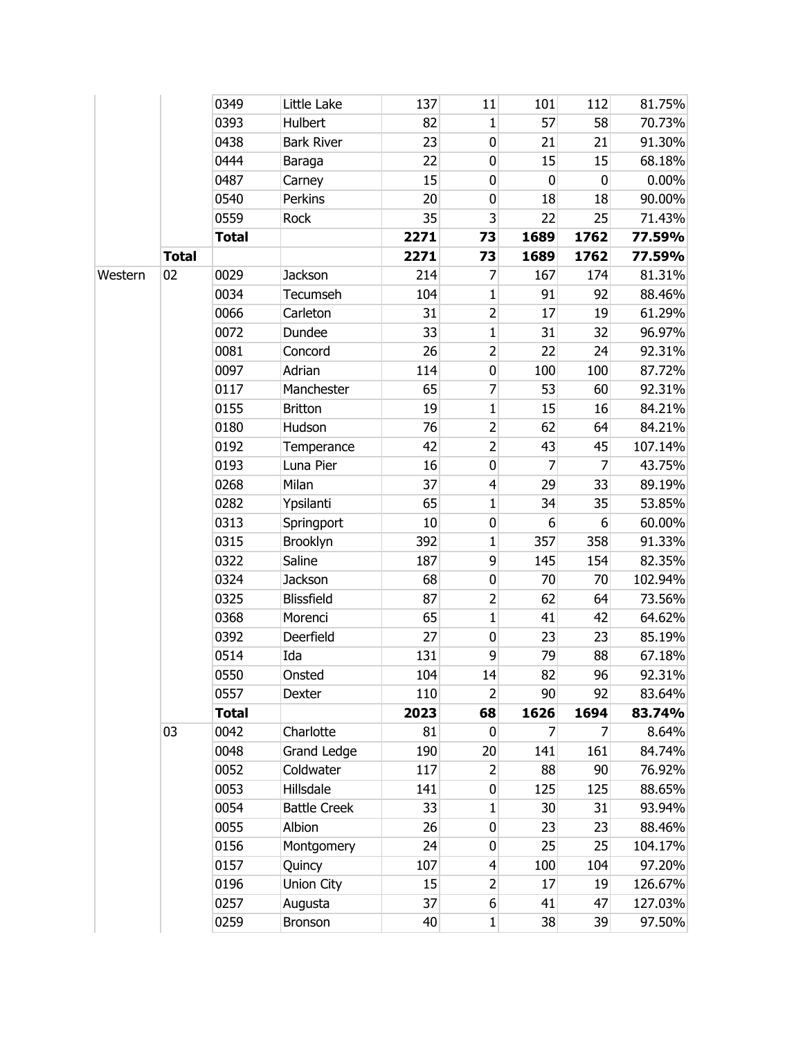| | | | | | | | | |
|---|---|---|---|---|---|---|---|---|
| | | 0349 | Little Lake | 137 | 11 | 101 | 112 | 81.75% |
| | | 0393 | Hulbert | 82 | 1 | 57 | 58 | 70.73% |
| | | 0438 | Bark River | 23 | 0 | 21 | 21 | 91.30% |
| | | 0444 | Baraga | 22 | 0 | 15 | 15 | 68.18% |
| | | 0487 | Carney | 15 | 0 | 0 | 0 | 0.00% |
| | | 0540 | Perkins | 20 | 0 | 18 | 18 | 90.00% |
| | | 0559 | Rock | 35 | 3 | 22 | 25 | 71.43% |
| | | **Total** | | **2271** | **73** | **1689** | **1762** | **77.59%** |
| | **Total** | | | **2271** | **73** | **1689** | **1762** | **77.59%** |
| Western | 02 | 0029 | Jackson | 214 | 7 | 167 | 174 | 81.31% |
| | | 0034 | Tecumseh | 104 | 1 | 91 | 92 | 88.46% |
| | | 0066 | Carleton | 31 | 2 | 17 | 19 | 61.29% |
| | | 0072 | Dundee | 33 | 1 | 31 | 32 | 96.97% |
| | | 0081 | Concord | 26 | 2 | 22 | 24 | 92.31% |
| | | 0097 | Adrian | 114 | 0 | 100 | 100 | 87.72% |
| | | 0117 | Manchester | 65 | 7 | 53 | 60 | 92.31% |
| | | 0155 | Britton | 19 | 1 | 15 | 16 | 84.21% |
| | | 0180 | Hudson | 76 | 2 | 62 | 64 | 84.21% |
| | | 0192 | Temperance | 42 | 2 | 43 | 45 | 107.14% |
| | | 0193 | Luna Pier | 16 | 0 | 7 | 7 | 43.75% |
| | | 0268 | Milan | 37 | 4 | 29 | 33 | 89.19% |
| | | 0282 | Ypsilanti | 65 | 1 | 34 | 35 | 53.85% |
| | | 0313 | Springport | 10 | 0 | 6 | 6 | 60.00% |
| | | 0315 | Brooklyn | 392 | 1 | 357 | 358 | 91.33% |
| | | 0322 | Saline | 187 | 9 | 145 | 154 | 82.35% |
| | | 0324 | Jackson | 68 | 0 | 70 | 70 | 102.94% |
| | | 0325 | Blissfield | 87 | 2 | 62 | 64 | 73.56% |
| | | 0368 | Morenci | 65 | 1 | 41 | 42 | 64.62% |
| | | 0392 | Deerfield | 27 | 0 | 23 | 23 | 85.19% |
| | | 0514 | Ida | 131 | 9 | 79 | 88 | 67.18% |
| | | 0550 | Onsted | 104 | 14 | 82 | 96 | 92.31% |
| | | 0557 | Dexter | 110 | 2 | 90 | 92 | 83.64% |
| | | **Total** | | **2023** | **68** | **1626** | **1694** | **83.74%** |
| | 03 | 0042 | Charlotte | 81 | 0 | 7 | 7 | 8.64% |
| | | 0048 | Grand Ledge | 190 | 20 | 141 | 161 | 84.74% |
| | | 0052 | Coldwater | 117 | 2 | 88 | 90 | 76.92% |
| | | 0053 | Hillsdale | 141 | 0 | 125 | 125 | 88.65% |
| | | 0054 | Battle Creek | 33 | 1 | 30 | 31 | 93.94% |
| | | 0055 | Albion | 26 | 0 | 23 | 23 | 88.46% |
| | | 0156 | Montgomery | 24 | 0 | 25 | 25 | 104.17% |
| | | 0157 | Quincy | 107 | 4 | 100 | 104 | 97.20% |
| | | 0196 | Union City | 15 | 2 | 17 | 19 | 126.67% |
| | | 0257 | Augusta | 37 | 6 | 41 | 47 | 127.03% |
| | | 0259 | Bronson | 40 | 1 | 38 | 39 | 97.50% |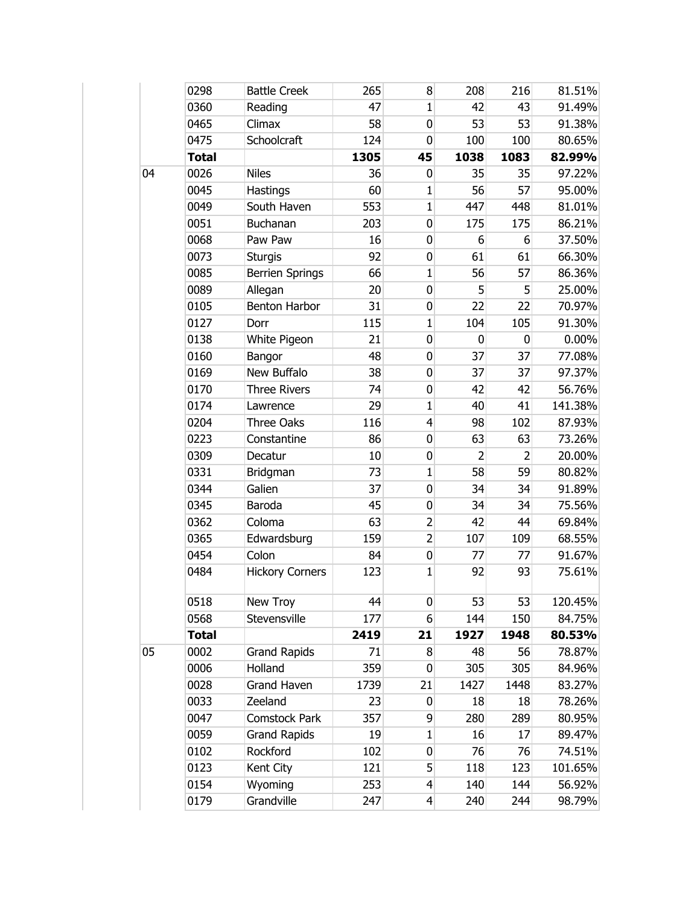| | | | | | | | |
|---|---|---|---|---|---|---|---|
| | 0298 | Battle Creek | 265 | 8 | 208 | 216 | 81.51% |
| | 0360 | Reading | 47 | 1 | 42 | 43 | 91.49% |
| | 0465 | Climax | 58 | 0 | 53 | 53 | 91.38% |
| | 0475 | Schoolcraft | 124 | 0 | 100 | 100 | 80.65% |
| | **Total** | | **1305** | **45** | **1038** | **1083** | **82.99%** |
| 04 | 0026 | Niles | 36 | 0 | 35 | 35 | 97.22% |
| | 0045 | Hastings | 60 | 1 | 56 | 57 | 95.00% |
| | 0049 | South Haven | 553 | 1 | 447 | 448 | 81.01% |
| | 0051 | Buchanan | 203 | 0 | 175 | 175 | 86.21% |
| | 0068 | Paw Paw | 16 | 0 | 6 | 6 | 37.50% |
| | 0073 | Sturgis | 92 | 0 | 61 | 61 | 66.30% |
| | 0085 | Berrien Springs | 66 | 1 | 56 | 57 | 86.36% |
| | 0089 | Allegan | 20 | 0 | 5 | 5 | 25.00% |
| | 0105 | Benton Harbor | 31 | 0 | 22 | 22 | 70.97% |
| | 0127 | Dorr | 115 | 1 | 104 | 105 | 91.30% |
| | 0138 | White Pigeon | 21 | 0 | 0 | 0 | 0.00% |
| | 0160 | Bangor | 48 | 0 | 37 | 37 | 77.08% |
| | 0169 | New Buffalo | 38 | 0 | 37 | 37 | 97.37% |
| | 0170 | Three Rivers | 74 | 0 | 42 | 42 | 56.76% |
| | 0174 | Lawrence | 29 | 1 | 40 | 41 | 141.38% |
| | 0204 | Three Oaks | 116 | 4 | 98 | 102 | 87.93% |
| | 0223 | Constantine | 86 | 0 | 63 | 63 | 73.26% |
| | 0309 | Decatur | 10 | 0 | 2 | 2 | 20.00% |
| | 0331 | Bridgman | 73 | 1 | 58 | 59 | 80.82% |
| | 0344 | Galien | 37 | 0 | 34 | 34 | 91.89% |
| | 0345 | Baroda | 45 | 0 | 34 | 34 | 75.56% |
| | 0362 | Coloma | 63 | 2 | 42 | 44 | 69.84% |
| | 0365 | Edwardsburg | 159 | 2 | 107 | 109 | 68.55% |
| | 0454 | Colon | 84 | 0 | 77 | 77 | 91.67% |
| | 0484 | Hickory Corners | 123 | 1 | 92 | 93 | 75.61% |
| | 0518 | New Troy | 44 | 0 | 53 | 53 | 120.45% |
| | 0568 | Stevensville | 177 | 6 | 144 | 150 | 84.75% |
| | **Total** | | **2419** | **21** | **1927** | **1948** | **80.53%** |
| 05 | 0002 | Grand Rapids | 71 | 8 | 48 | 56 | 78.87% |
| | 0006 | Holland | 359 | 0 | 305 | 305 | 84.96% |
| | 0028 | Grand Haven | 1739 | 21 | 1427 | 1448 | 83.27% |
| | 0033 | Zeeland | 23 | 0 | 18 | 18 | 78.26% |
| | 0047 | Comstock Park | 357 | 9 | 280 | 289 | 80.95% |
| | 0059 | Grand Rapids | 19 | 1 | 16 | 17 | 89.47% |
| | 0102 | Rockford | 102 | 0 | 76 | 76 | 74.51% |
| | 0123 | Kent City | 121 | 5 | 118 | 123 | 101.65% |
| | 0154 | Wyoming | 253 | 4 | 140 | 144 | 56.92% |
| | 0179 | Grandville | 247 | 4 | 240 | 244 | 98.79% |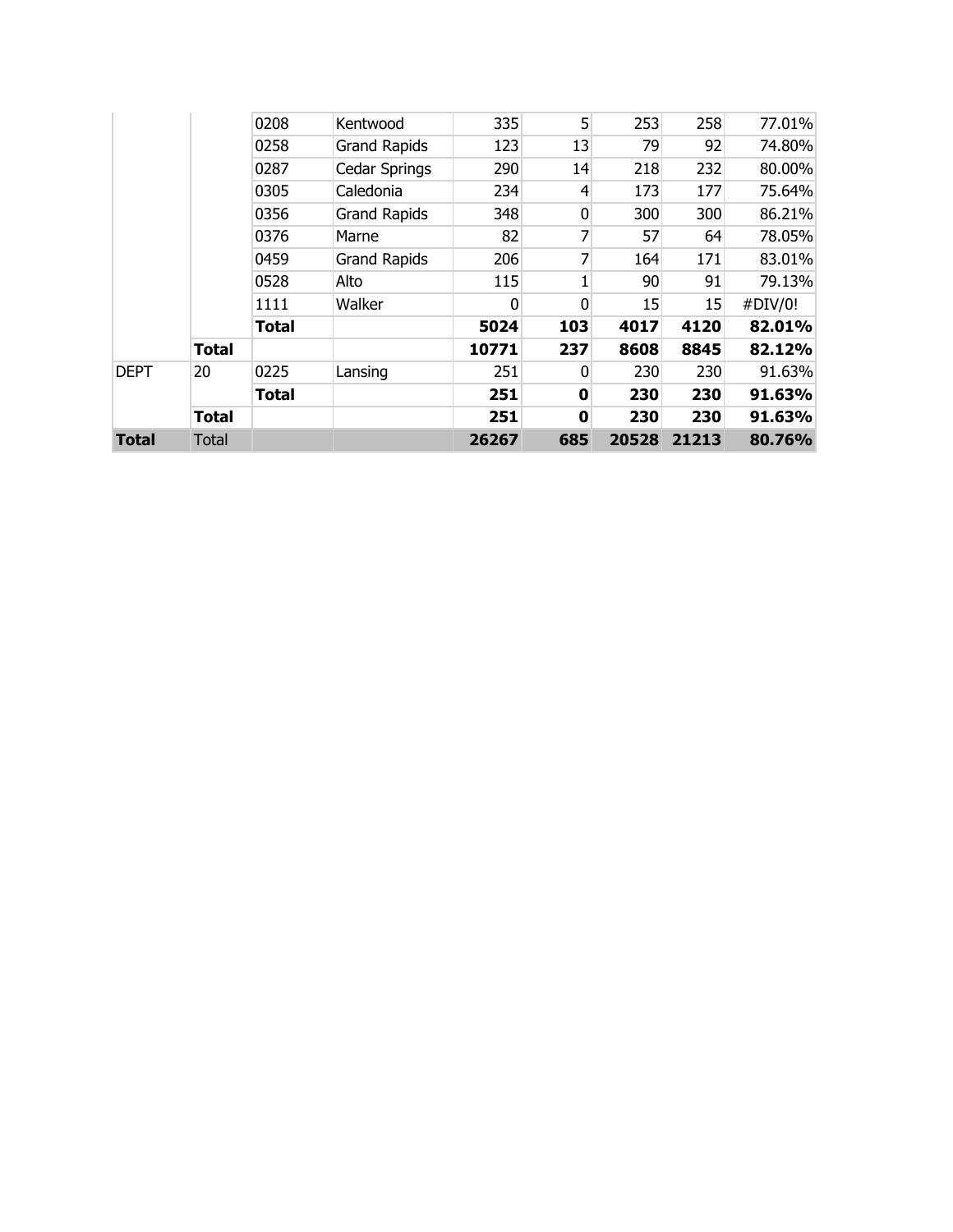| | | | | | | | | |
|---|---|---|---|---|---|---|---|---|
| | | 0208 | Kentwood | 335 | 5 | 253 | 258 | 77.01% |
| | | 0258 | Grand Rapids | 123 | 13 | 79 | 92 | 74.80% |
| | | 0287 | Cedar Springs | 290 | 14 | 218 | 232 | 80.00% |
| | | 0305 | Caledonia | 234 | 4 | 173 | 177 | 75.64% |
| | | 0356 | Grand Rapids | 348 | 0 | 300 | 300 | 86.21% |
| | | 0376 | Marne | 82 | 7 | 57 | 64 | 78.05% |
| | | 0459 | Grand Rapids | 206 | 7 | 164 | 171 | 83.01% |
| | | 0528 | Alto | 115 | 1 | 90 | 91 | 79.13% |
| | | 1111 | Walker | 0 | 0 | 15 | 15 | #DIV/0! |
| | | **Total** | | **5024** | **103** | **4017** | **4120** | **82.01%** |
| | **Total** | | | **10771** | **237** | **8608** | **8845** | **82.12%** |
| DEPT | 20 | 0225 | Lansing | 251 | 0 | 230 | 230 | 91.63% |
| | | **Total** | | **251** | **0** | **230** | **230** | **91.63%** |
| | **Total** | | | **251** | **0** | **230** | **230** | **91.63%** |
| **Total** | Total | | | **26267** | **685** | **20528** | **21213** | **80.76%** |